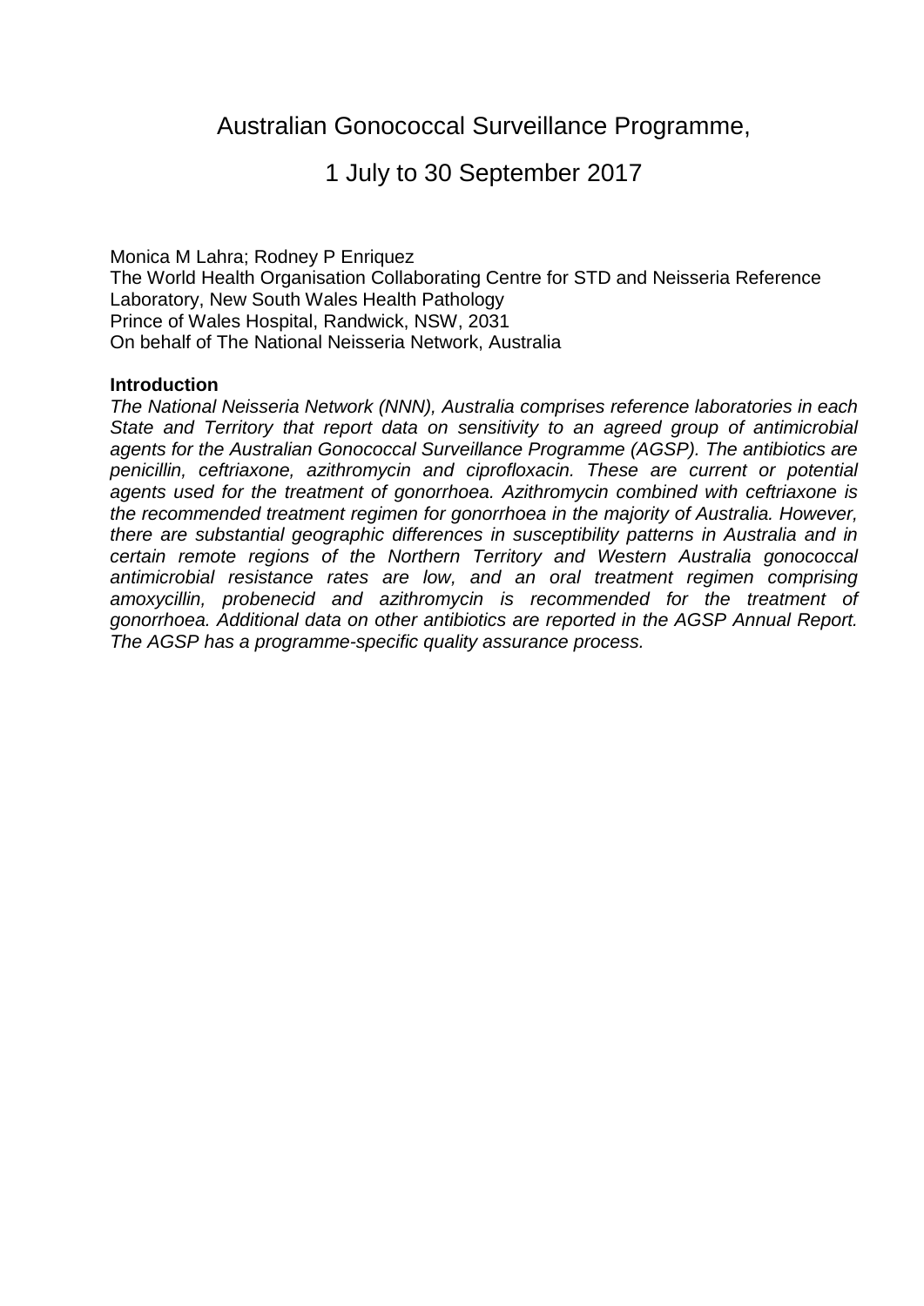# Australian Gonococcal Surveillance Programme,

# 1 July to 30 September 2017

Monica M Lahra; Rodney P Enriquez
The World Health Organisation Collaborating Centre for STD and Neisseria Reference Laboratory, New South Wales Health Pathology
Prince of Wales Hospital, Randwick, NSW, 2031
On behalf of The National Neisseria Network, Australia

**Introduction**

*The National Neisseria Network (NNN), Australia comprises reference laboratories in each State and Territory that report data on sensitivity to an agreed group of antimicrobial agents for the Australian Gonococcal Surveillance Programme (AGSP). The antibiotics are penicillin, ceftriaxone, azithromycin and ciprofloxacin. These are current or potential agents used for the treatment of gonorrhoea. Azithromycin combined with ceftriaxone is the recommended treatment regimen for gonorrhoea in the majority of Australia. However, there are substantial geographic differences in susceptibility patterns in Australia and in certain remote regions of the Northern Territory and Western Australia gonococcal antimicrobial resistance rates are low, and an oral treatment regimen comprising amoxycillin, probenecid and azithromycin is recommended for the treatment of gonorrhoea. Additional data on other antibiotics are reported in the AGSP Annual Report. The AGSP has a programme-specific quality assurance process.*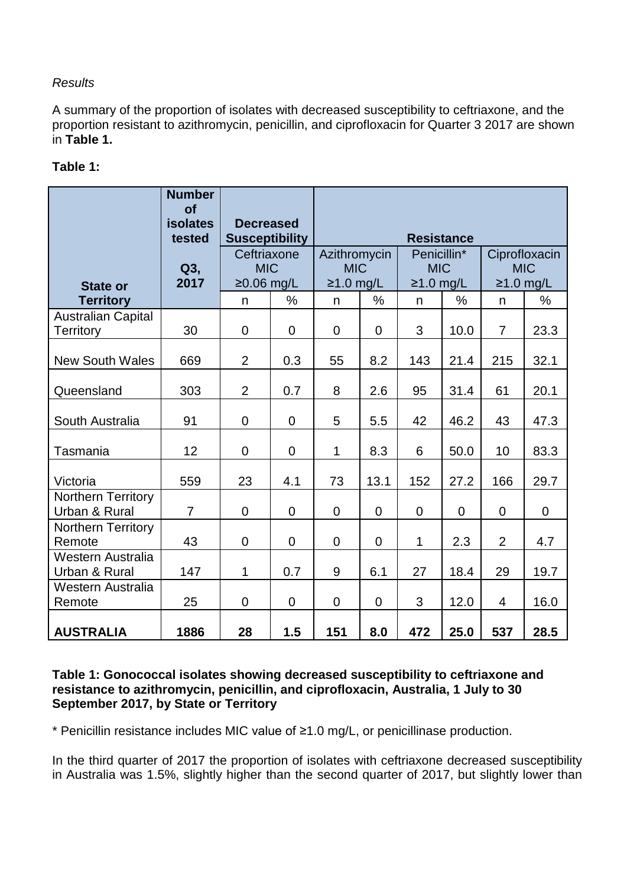*Results*

A summary of the proportion of isolates with decreased susceptibility to ceftriaxone, and the proportion resistant to azithromycin, penicillin, and ciprofloxacin for Quarter 3 2017 are shown in **Table 1.**

**Table 1:**

| State or Territory | Number of isolates tested Q3, 2017 | Decreased Susceptibility | | Resistance | | | | | |
|---|---|---|---|---|---|---|---|---|---|
| | | Ceftriaxone MIC ≥0.06 mg/L | | Azithromycin MIC ≥1.0 mg/L | | Penicillin* MIC ≥1.0 mg/L | | Ciprofloxacin MIC ≥1.0 mg/L | |
| | | n | % | n | % | n | % | n | % |
| Australian Capital Territory | 30 | 0 | 0 | 0 | 0 | 3 | 10.0 | 7 | 23.3 |
| New South Wales | 669 | 2 | 0.3 | 55 | 8.2 | 143 | 21.4 | 215 | 32.1 |
| Queensland | 303 | 2 | 0.7 | 8 | 2.6 | 95 | 31.4 | 61 | 20.1 |
| South Australia | 91 | 0 | 0 | 5 | 5.5 | 42 | 46.2 | 43 | 47.3 |
| Tasmania | 12 | 0 | 0 | 1 | 8.3 | 6 | 50.0 | 10 | 83.3 |
| Victoria | 559 | 23 | 4.1 | 73 | 13.1 | 152 | 27.2 | 166 | 29.7 |
| Northern Territory Urban & Rural | 7 | 0 | 0 | 0 | 0 | 0 | 0 | 0 | 0 |
| Northern Territory Remote | 43 | 0 | 0 | 0 | 0 | 1 | 2.3 | 2 | 4.7 |
| Western Australia Urban & Rural | 147 | 1 | 0.7 | 9 | 6.1 | 27 | 18.4 | 29 | 19.7 |
| Western Australia Remote | 25 | 0 | 0 | 0 | 0 | 3 | 12.0 | 4 | 16.0 |
| **AUSTRALIA** | **1886** | **28** | **1.5** | **151** | **8.0** | **472** | **25.0** | **537** | **28.5** |

**Table 1: Gonococcal isolates showing decreased susceptibility to ceftriaxone and resistance to azithromycin, penicillin, and ciprofloxacin, Australia, 1 July to 30 September 2017, by State or Territory**

\* Penicillin resistance includes MIC value of ≥1.0 mg/L, or penicillinase production.

In the third quarter of 2017 the proportion of isolates with ceftriaxone decreased susceptibility in Australia was 1.5%, slightly higher than the second quarter of 2017, but slightly lower than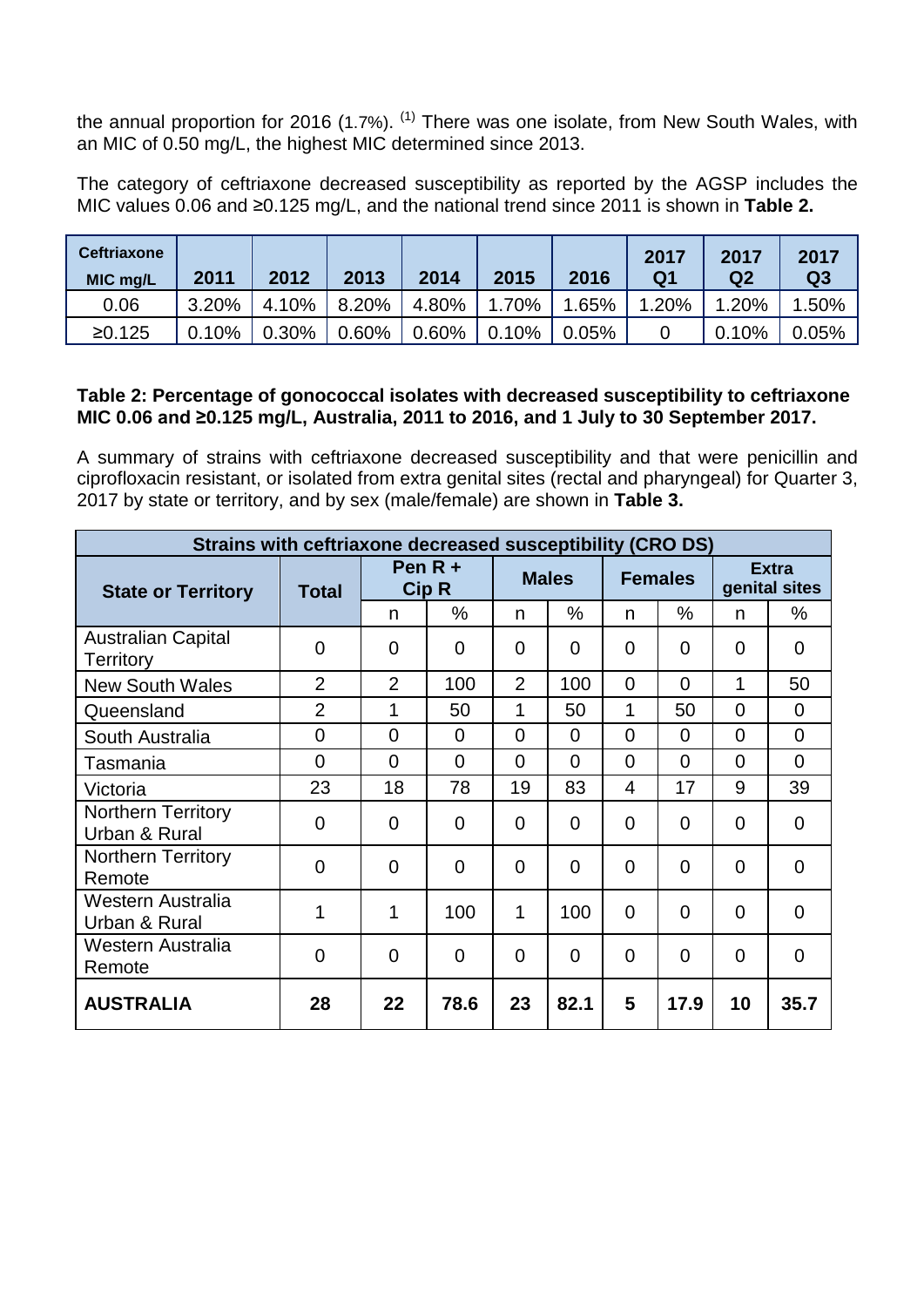the annual proportion for 2016 (1.7%). [1] There was one isolate, from New South Wales, with an MIC of 0.50 mg/L, the highest MIC determined since 2013.

The category of ceftriaxone decreased susceptibility as reported by the AGSP includes the MIC values 0.06 and ≥0.125 mg/L, and the national trend since 2011 is shown in **Table 2.**

| Ceftriaxone MIC mg/L | 2011 | 2012 | 2013 | 2014 | 2015 | 2016 | 2017 Q1 | 2017 Q2 | 2017 Q3 |
|---|---|---|---|---|---|---|---|---|---|
| 0.06 | 3.20% | 4.10% | 8.20% | 4.80% | 1.70% | 1.65% | 1.20% | 1.20% | 1.50% |
| ≥0.125 | 0.10% | 0.30% | 0.60% | 0.60% | 0.10% | 0.05% | 0 | 0.10% | 0.05% |

**Table 2: Percentage of gonococcal isolates with decreased susceptibility to ceftriaxone MIC 0.06 and ≥0.125 mg/L, Australia, 2011 to 2016, and 1 July to 30 September 2017.**

A summary of strains with ceftriaxone decreased susceptibility and that were penicillin and ciprofloxacin resistant, or isolated from extra genital sites (rectal and pharyngeal) for Quarter 3, 2017 by state or territory, and by sex (male/female) are shown in **Table 3.**

| Strains with ceftriaxone decreased susceptibility (CRO DS) | | | | | | | | | |
|---|---|---|---|---|---|---|---|---|---|
| **State or Territory** | **Total** | **Pen R + Cip R** | | **Males** | | **Females** | | **Extra genital sites** | |
| | | n | % | n | % | n | % | n | % |
| Australian Capital Territory | 0 | 0 | 0 | 0 | 0 | 0 | 0 | 0 | 0 |
| New South Wales | 2 | 2 | 100 | 2 | 100 | 0 | 0 | 1 | 50 |
| Queensland | 2 | 1 | 50 | 1 | 50 | 1 | 50 | 0 | 0 |
| South Australia | 0 | 0 | 0 | 0 | 0 | 0 | 0 | 0 | 0 |
| Tasmania | 0 | 0 | 0 | 0 | 0 | 0 | 0 | 0 | 0 |
| Victoria | 23 | 18 | 78 | 19 | 83 | 4 | 17 | 9 | 39 |
| Northern Territory Urban & Rural | 0 | 0 | 0 | 0 | 0 | 0 | 0 | 0 | 0 |
| Northern Territory Remote | 0 | 0 | 0 | 0 | 0 | 0 | 0 | 0 | 0 |
| Western Australia Urban & Rural | 1 | 1 | 100 | 1 | 100 | 0 | 0 | 0 | 0 |
| Western Australia Remote | 0 | 0 | 0 | 0 | 0 | 0 | 0 | 0 | 0 |
| **AUSTRALIA** | **28** | **22** | **78.6** | **23** | **82.1** | **5** | **17.9** | **10** | **35.7** |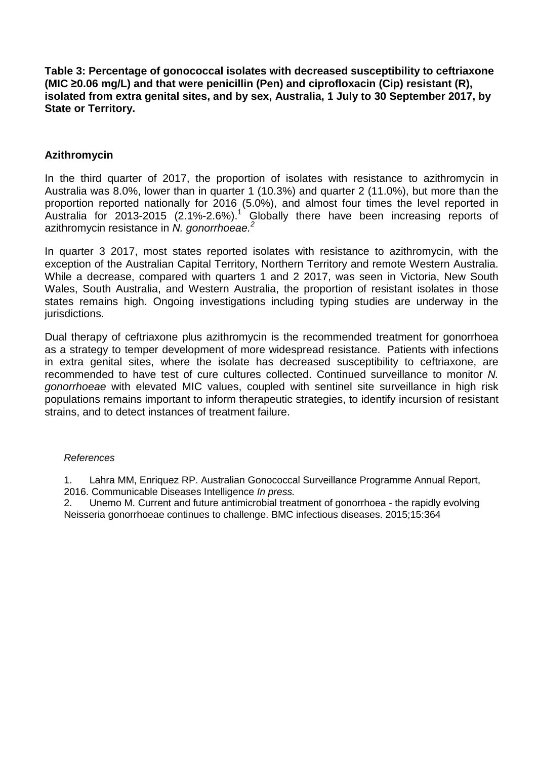**Table 3: Percentage of gonococcal isolates with decreased susceptibility to ceftriaxone (MIC ≥0.06 mg/L) and that were penicillin (Pen) and ciprofloxacin (Cip) resistant (R), isolated from extra genital sites, and by sex, Australia, 1 July to 30 September 2017, by State or Territory.**

## Azithromycin

In the third quarter of 2017, the proportion of isolates with resistance to azithromycin in Australia was 8.0%, lower than in quarter 1 (10.3%) and quarter 2 (11.0%), but more than the proportion reported nationally for 2016 (5.0%), and almost four times the level reported in Australia for 2013-2015 (2.1%-2.6%).[1] Globally there have been increasing reports of azithromycin resistance in *N. gonorrhoeae.*[2]

In quarter 3 2017, most states reported isolates with resistance to azithromycin, with the exception of the Australian Capital Territory, Northern Territory and remote Western Australia. While a decrease, compared with quarters 1 and 2 2017, was seen in Victoria, New South Wales, South Australia, and Western Australia, the proportion of resistant isolates in those states remains high. Ongoing investigations including typing studies are underway in the jurisdictions.

Dual therapy of ceftriaxone plus azithromycin is the recommended treatment for gonorrhoea as a strategy to temper development of more widespread resistance. Patients with infections in extra genital sites, where the isolate has decreased susceptibility to ceftriaxone, are recommended to have test of cure cultures collected. Continued surveillance to monitor *N. gonorrhoeae* with elevated MIC values, coupled with sentinel site surveillance in high risk populations remains important to inform therapeutic strategies, to identify incursion of resistant strains, and to detect instances of treatment failure.

*References*

1. Lahra MM, Enriquez RP. Australian Gonococcal Surveillance Programme Annual Report, 2016. Communicable Diseases Intelligence *In press.*
2. Unemo M. Current and future antimicrobial treatment of gonorrhoea - the rapidly evolving Neisseria gonorrhoeae continues to challenge. BMC infectious diseases. 2015;15:364